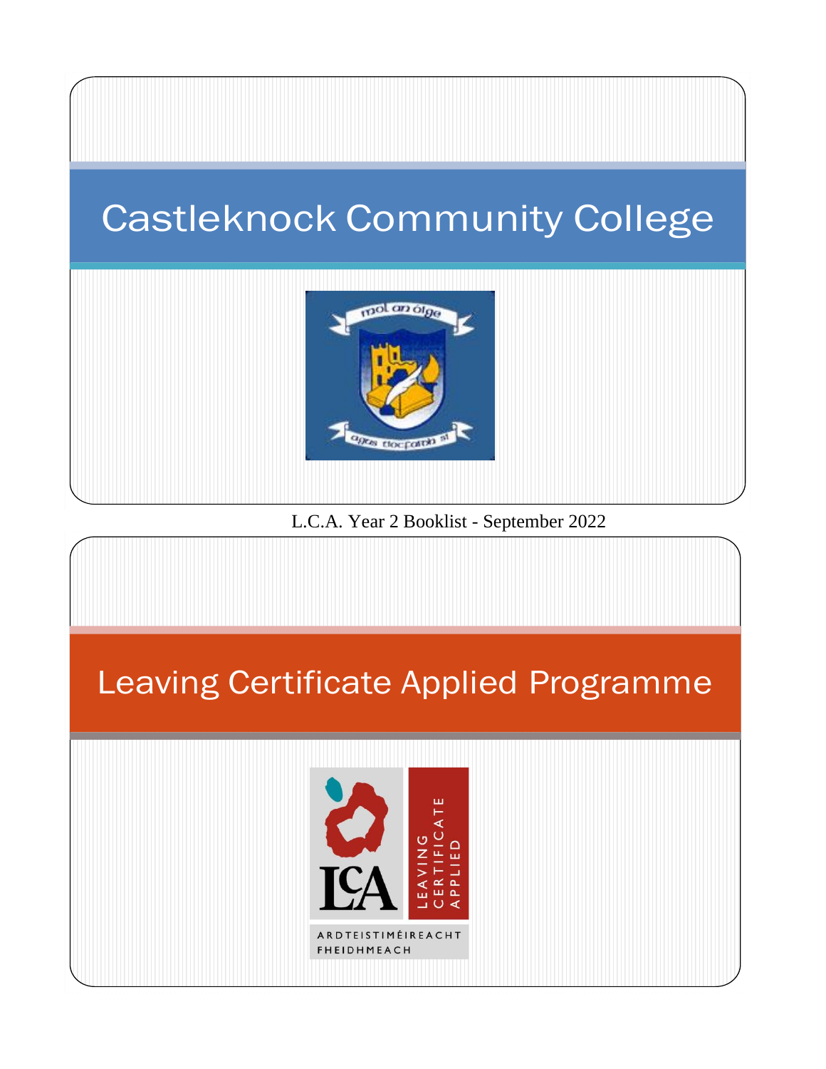# Castleknock Community College

L.C.A. Year 2 Booklist - September 2022

# Leaving Certificate Applied Programme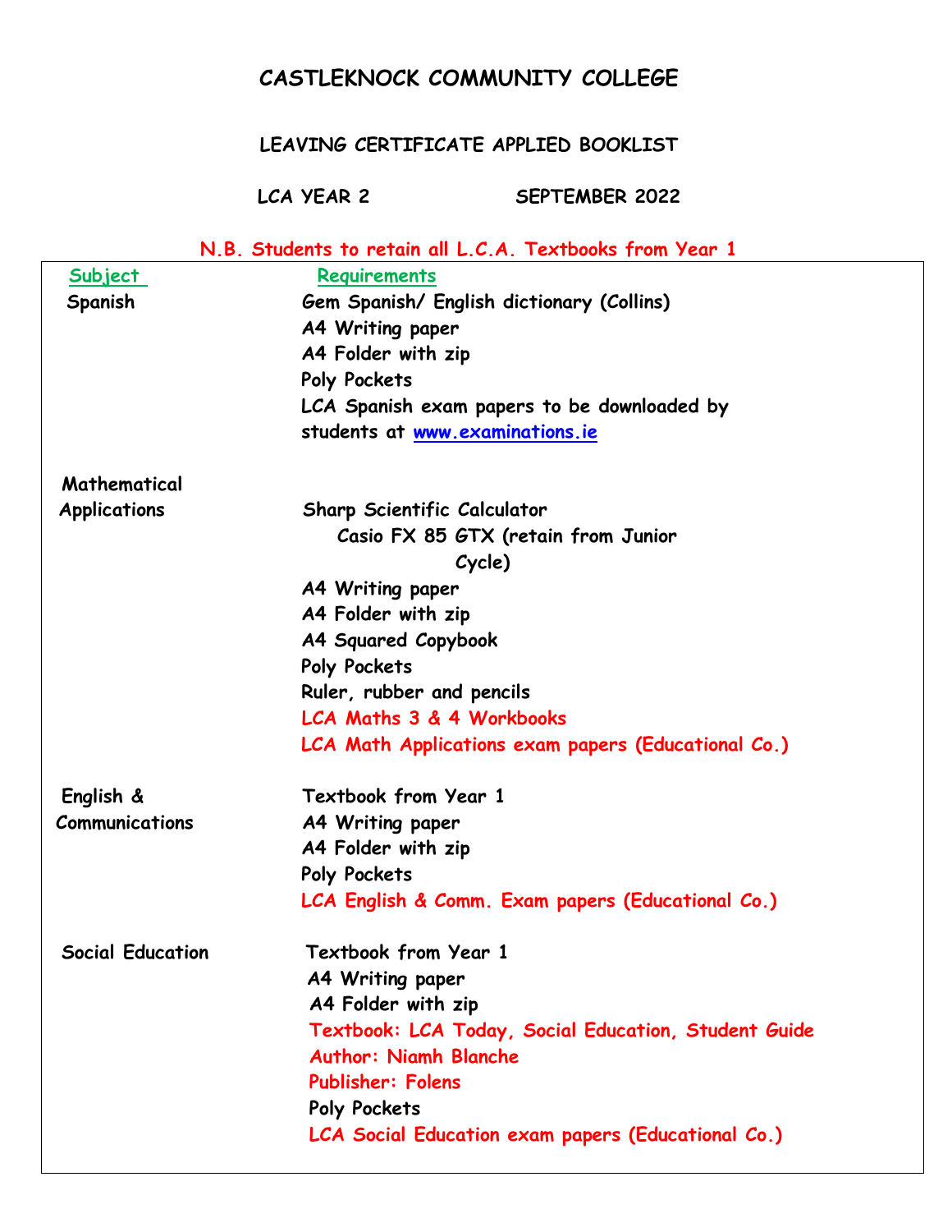# CASTLEKNOCK COMMUNITY COLLEGE

## LEAVING CERTIFICATE APPLIED BOOKLIST

**LCA YEAR 2 SEPTEMBER 2022**

**N.B. Students to retain all L.C.A. Textbooks from Year 1**

| Subject | Requirements |
|---|---|
| Spanish | Gem Spanish/ English dictionary (Collins)<br>A4 Writing paper<br>A4 Folder with zip<br>Poly Pockets<br>LCA Spanish exam papers to be downloaded by students at www.examinations.ie |
| Mathematical Applications | Sharp Scientific Calculator<br>Casio FX 85 GTX (retain from Junior Cycle)<br>A4 Writing paper<br>A4 Folder with zip<br>A4 Squared Copybook<br>Poly Pockets<br>Ruler, rubber and pencils<br>LCA Maths 3 & 4 Workbooks<br>LCA Math Applications exam papers (Educational Co.) |
| English & Communications | Textbook from Year 1<br>A4 Writing paper<br>A4 Folder with zip<br>Poly Pockets<br>LCA English & Comm. Exam papers (Educational Co.) |
| Social Education | Textbook from Year 1<br>A4 Writing paper<br>A4 Folder with zip<br>Textbook: LCA Today, Social Education, Student Guide<br>Author: Niamh Blanche<br>Publisher: Folens<br>Poly Pockets<br>LCA Social Education exam papers (Educational Co.) |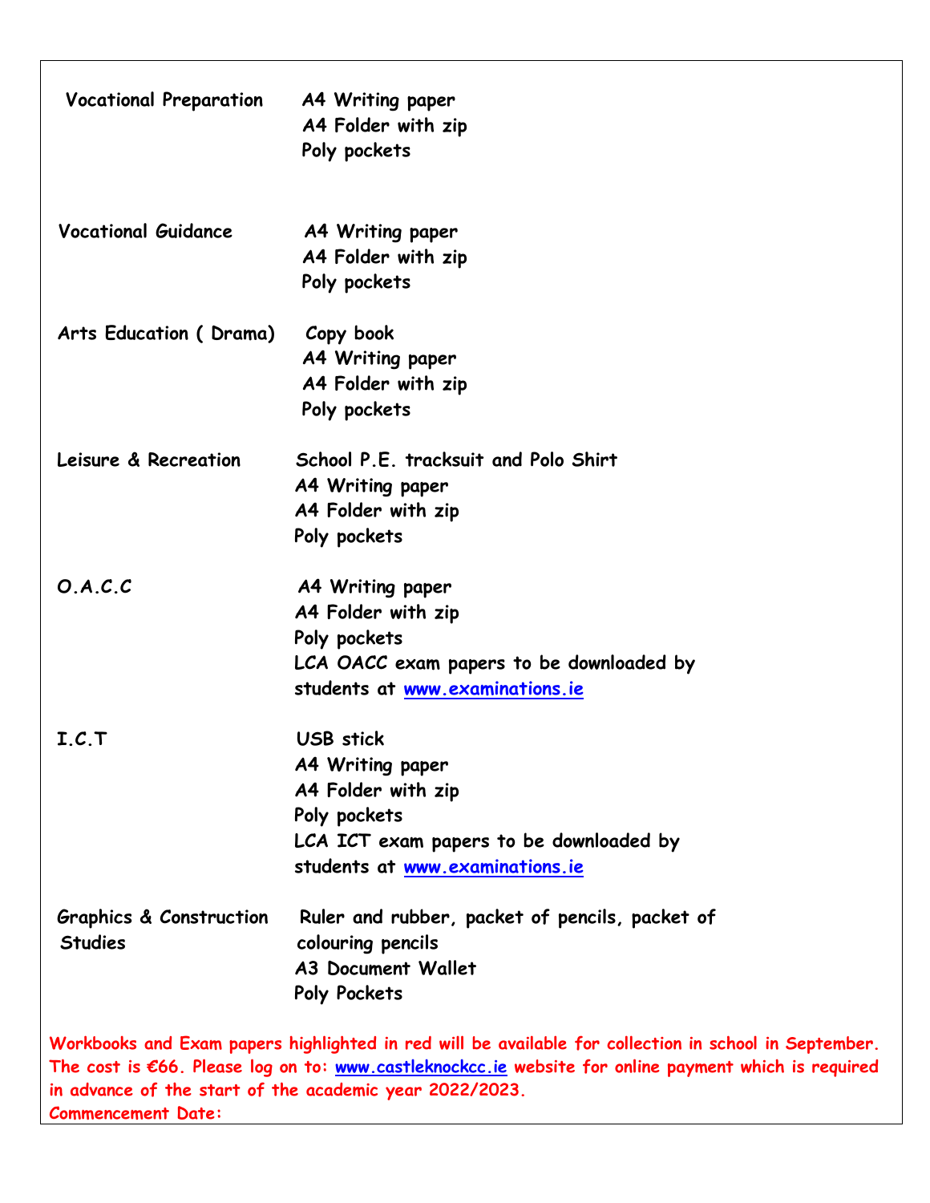| | |
|---|---|
| **Vocational Preparation** | **A4 Writing paper**<br>**A4 Folder with zip**<br>**Poly pockets** |
| **Vocational Guidance** | **A4 Writing paper**<br>**A4 Folder with zip**<br>**Poly pockets** |
| **Arts Education ( Drama)** | **Copy book**<br>**A4 Writing paper**<br>**A4 Folder with zip**<br>**Poly pockets** |
| **Leisure & Recreation** | **School P.E. tracksuit and Polo Shirt**<br>**A4 Writing paper**<br>**A4 Folder with zip**<br>**Poly pockets** |
| **O.A.C.C** | **A4 Writing paper**<br>**A4 Folder with zip**<br>**Poly pockets**<br>**LCA OACC exam papers to be downloaded by students at [www.examinations.ie](http://www.examinations.ie)** |
| **I.C.T** | **USB stick**<br>**A4 Writing paper**<br>**A4 Folder with zip**<br>**Poly pockets**<br>**LCA ICT exam papers to be downloaded by students at [www.examinations.ie](http://www.examinations.ie)** |
| **Graphics & Construction Studies** | **Ruler and rubber, packet of pencils, packet of colouring pencils**<br>**A3 Document Wallet**<br>**Poly Pockets** |

**Workbooks and Exam papers highlighted in red will be available for collection in school in September. The cost is €66. Please log on to: [www.castleknockcc.ie](http://www.castleknockcc.ie) website for online payment which is required in advance of the start of the academic year 2022/2023.**
**Commencement Date:**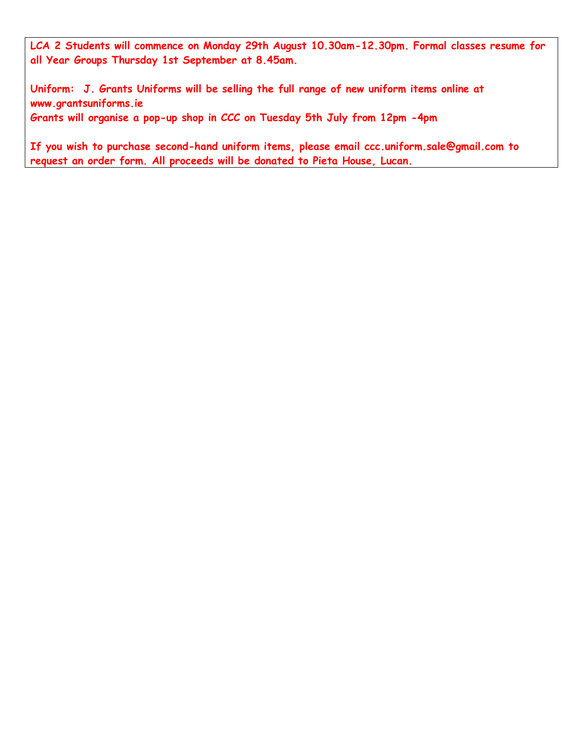**LCA 2 Students will commence on Monday 29th August 10.30am-12.30pm. Formal classes resume for all Year Groups Thursday 1st September at 8.45am.**

**Uniform: J. Grants Uniforms will be selling the full range of new uniform items online at www.grantsuniforms.ie**
**Grants will organise a pop-up shop in CCC on Tuesday 5th July from 12pm -4pm**

**If you wish to purchase second-hand uniform items, please email ccc.uniform.sale@gmail.com to request an order form. All proceeds will be donated to Pieta House, Lucan.**